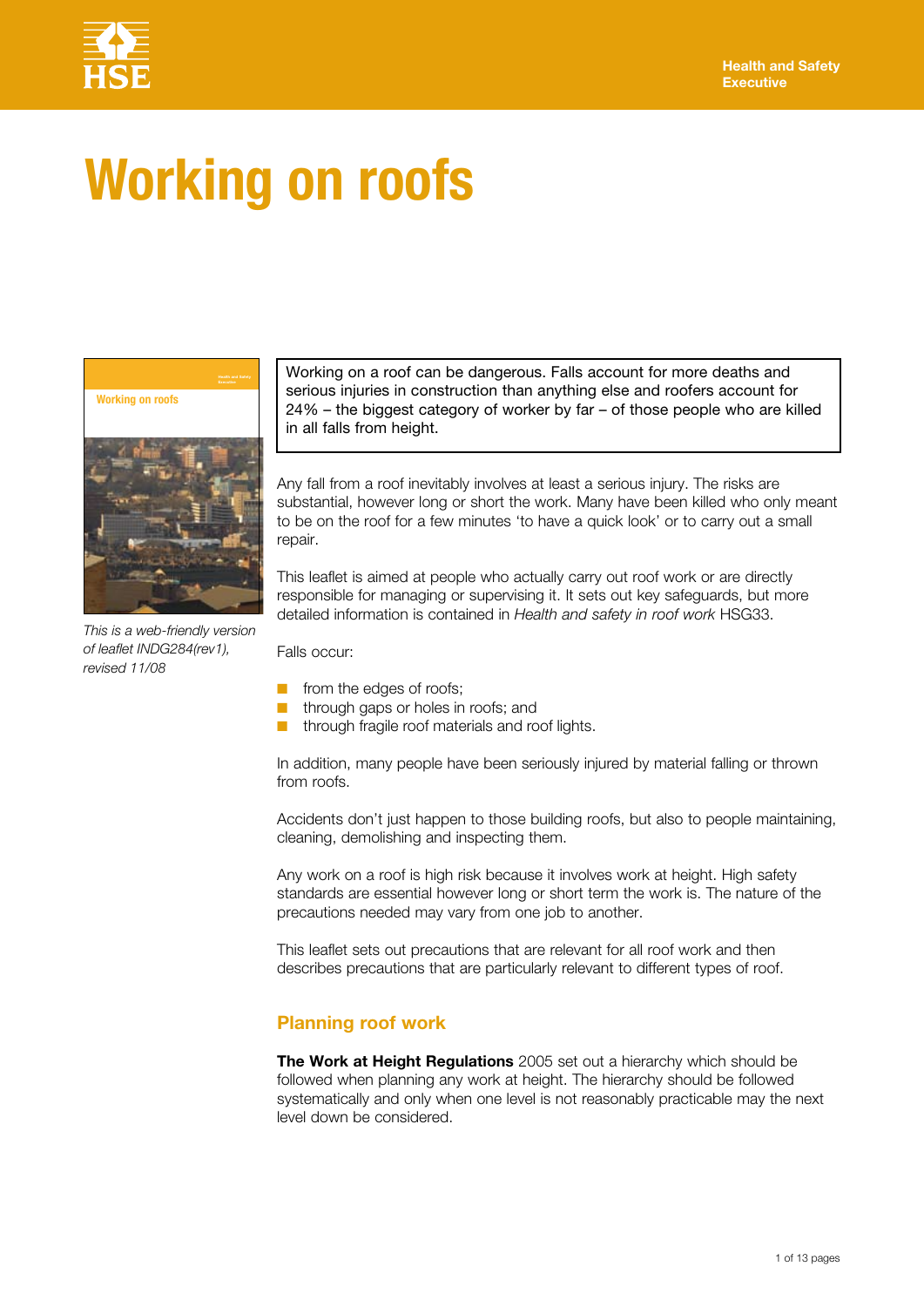Health and Safety Executive

# Working on roofs

*This is a web-friendly version of leaflet INDG284(rev1), revised 11/08*

Working on a roof can be dangerous. Falls account for more deaths and serious injuries in construction than anything else and roofers account for 24% – the biggest category of worker by far – of those people who are killed in all falls from height.

Any fall from a roof inevitably involves at least a serious injury. The risks are substantial, however long or short the work. Many have been killed who only meant to be on the roof for a few minutes 'to have a quick look' or to carry out a small repair.

This leaflet is aimed at people who actually carry out roof work or are directly responsible for managing or supervising it. It sets out key safeguards, but more detailed information is contained in *Health and safety in roof work* HSG33.

Falls occur:

- from the edges of roofs;
- through gaps or holes in roofs; and
- through fragile roof materials and roof lights.

In addition, many people have been seriously injured by material falling or thrown from roofs.

Accidents don't just happen to those building roofs, but also to people maintaining, cleaning, demolishing and inspecting them.

Any work on a roof is high risk because it involves work at height. High safety standards are essential however long or short term the work is. The nature of the precautions needed may vary from one job to another.

This leaflet sets out precautions that are relevant for all roof work and then describes precautions that are particularly relevant to different types of roof.

## Planning roof work

**The Work at Height Regulations** 2005 set out a hierarchy which should be followed when planning any work at height. The hierarchy should be followed systematically and only when one level is not reasonably practicable may the next level down be considered.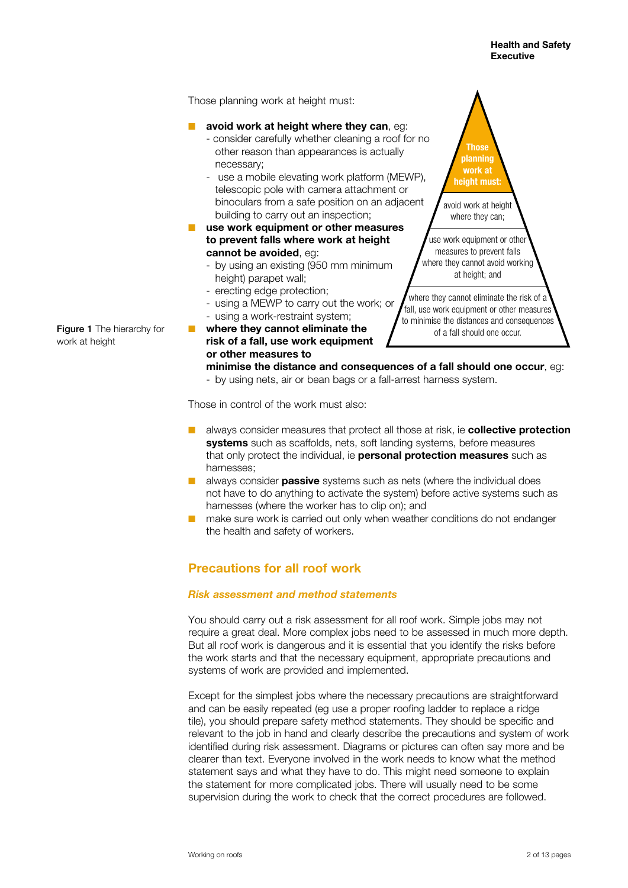Those planning work at height must:

- **avoid work at height where they can**, eg:
  - consider carefully whether cleaning a roof for no other reason than appearances is actually necessary;
  - use a mobile elevating work platform (MEWP), telescopic pole with camera attachment or binoculars from a safe position on an adjacent building to carry out an inspection;
- **use work equipment or other measures to prevent falls where work at height cannot be avoided**, eg:
  - by using an existing (950 mm minimum height) parapet wall;
  - erecting edge protection;
  - using a MEWP to carry out the work; or
  - using a work-restraint system;
- **where they cannot eliminate the risk of a fall, use work equipment or other measures to minimise the distance and consequences of a fall should one occur**, eg:
  - by using nets, air or bean bags or a fall-arrest harness system.

Those planning work at height must:

avoid work at height where they can;

use work equipment or other measures to prevent falls where they cannot avoid working at height; and

where they cannot eliminate the risk of a fall, use work equipment or other measures to minimise the distances and consequences of a fall should one occur.

**Figure 1** The hierarchy for work at height

Those in control of the work must also:

- always consider measures that protect all those at risk, ie **collective protection systems** such as scaffolds, nets, soft landing systems, before measures that only protect the individual, ie **personal protection measures** such as harnesses;
- always consider **passive** systems such as nets (where the individual does not have to do anything to activate the system) before active systems such as harnesses (where the worker has to clip on); and
- make sure work is carried out only when weather conditions do not endanger the health and safety of workers.

## Precautions for all roof work

### *Risk assessment and method statements*

You should carry out a risk assessment for all roof work. Simple jobs may not require a great deal. More complex jobs need to be assessed in much more depth. But all roof work is dangerous and it is essential that you identify the risks before the work starts and that the necessary equipment, appropriate precautions and systems of work are provided and implemented.

Except for the simplest jobs where the necessary precautions are straightforward and can be easily repeated (eg use a proper roofing ladder to replace a ridge tile), you should prepare safety method statements. They should be specific and relevant to the job in hand and clearly describe the precautions and system of work identified during risk assessment. Diagrams or pictures can often say more and be clearer than text. Everyone involved in the work needs to know what the method statement says and what they have to do. This might need someone to explain the statement for more complicated jobs. There will usually need to be some supervision during the work to check that the correct procedures are followed.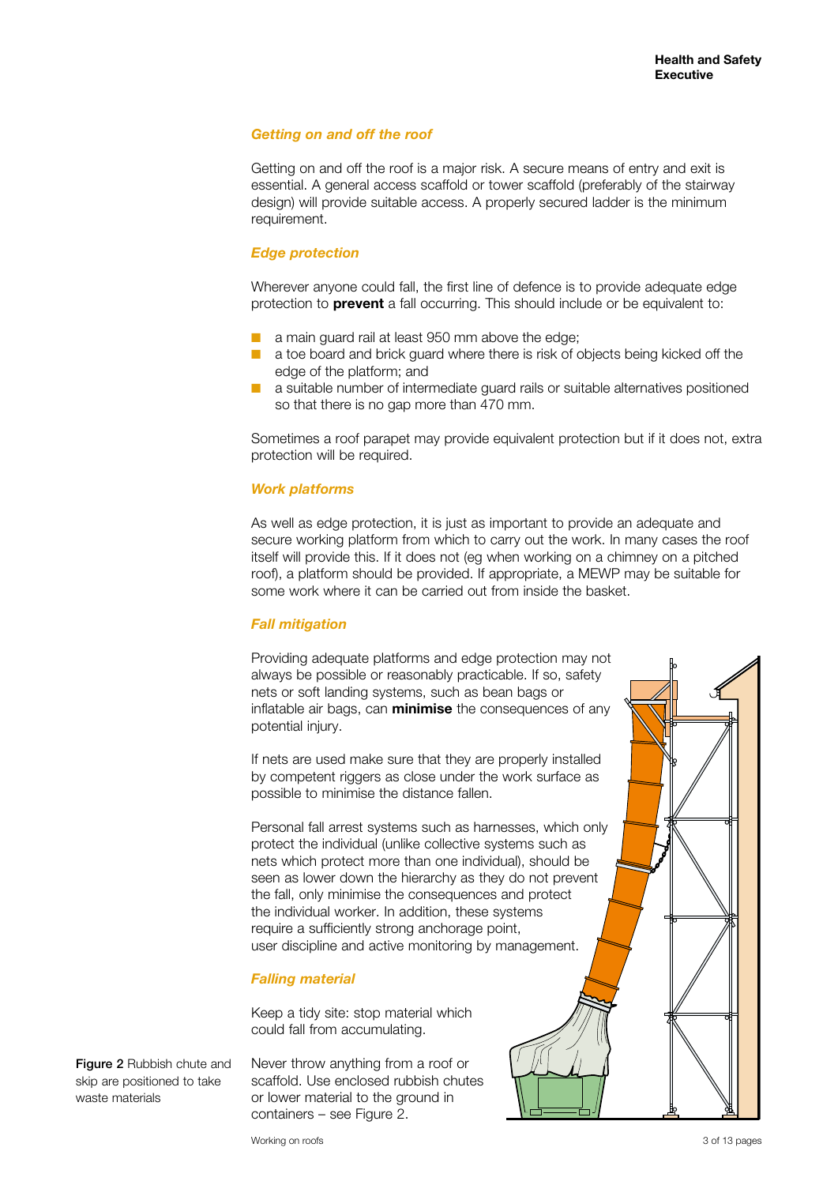### Getting on and off the roof

Getting on and off the roof is a major risk. A secure means of entry and exit is essential. A general access scaffold or tower scaffold (preferably of the stairway design) will provide suitable access. A properly secured ladder is the minimum requirement.

### Edge protection

Wherever anyone could fall, the first line of defence is to provide adequate edge protection to **prevent** a fall occurring. This should include or be equivalent to:

- a main guard rail at least 950 mm above the edge;
- a toe board and brick guard where there is risk of objects being kicked off the edge of the platform; and
- a suitable number of intermediate guard rails or suitable alternatives positioned so that there is no gap more than 470 mm.

Sometimes a roof parapet may provide equivalent protection but if it does not, extra protection will be required.

### Work platforms

As well as edge protection, it is just as important to provide an adequate and secure working platform from which to carry out the work. In many cases the roof itself will provide this. If it does not (eg when working on a chimney on a pitched roof), a platform should be provided. If appropriate, a MEWP may be suitable for some work where it can be carried out from inside the basket.

### Fall mitigation

Providing adequate platforms and edge protection may not always be possible or reasonably practicable. If so, safety nets or soft landing systems, such as bean bags or inflatable air bags, can **minimise** the consequences of any potential injury.

If nets are used make sure that they are properly installed by competent riggers as close under the work surface as possible to minimise the distance fallen.

Personal fall arrest systems such as harnesses, which only protect the individual (unlike collective systems such as nets which protect more than one individual), should be seen as lower down the hierarchy as they do not prevent the fall, only minimise the consequences and protect the individual worker. In addition, these systems require a sufficiently strong anchorage point, user discipline and active monitoring by management.

### Falling material

Keep a tidy site: stop material which could fall from accumulating.

Never throw anything from a roof or scaffold. Use enclosed rubbish chutes or lower material to the ground in containers – see Figure 2.

**Figure 2** Rubbish chute and skip are positioned to take waste materials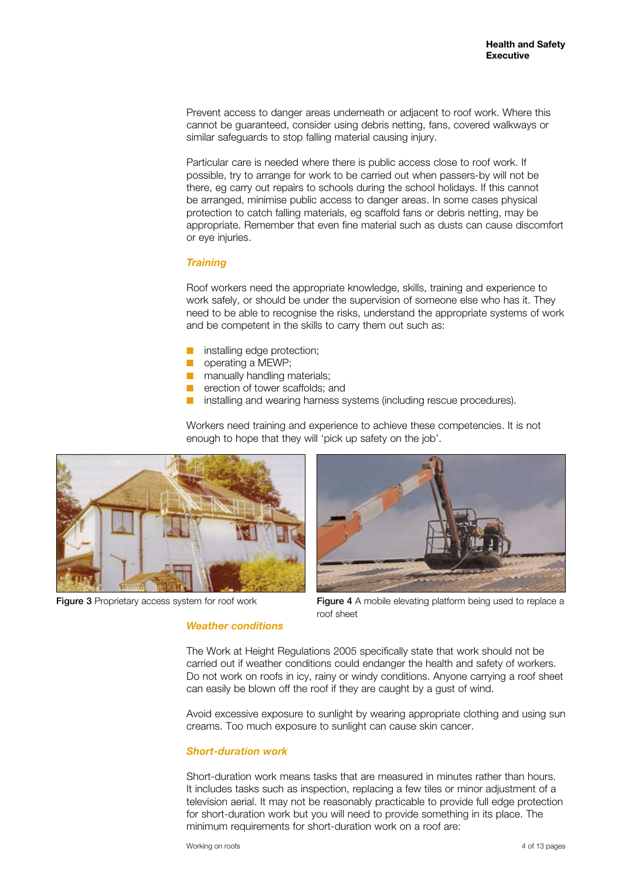Prevent access to danger areas underneath or adjacent to roof work. Where this cannot be guaranteed, consider using debris netting, fans, covered walkways or similar safeguards to stop falling material causing injury.

Particular care is needed where there is public access close to roof work. If possible, try to arrange for work to be carried out when passers-by will not be there, eg carry out repairs to schools during the school holidays. If this cannot be arranged, minimise public access to danger areas. In some cases physical protection to catch falling materials, eg scaffold fans or debris netting, may be appropriate. Remember that even fine material such as dusts can cause discomfort or eye injuries.

### *Training*

Roof workers need the appropriate knowledge, skills, training and experience to work safely, or should be under the supervision of someone else who has it. They need to be able to recognise the risks, understand the appropriate systems of work and be competent in the skills to carry them out such as:

- installing edge protection;
- operating a MEWP;
- manually handling materials;
- erection of tower scaffolds; and
- installing and wearing harness systems (including rescue procedures).

Workers need training and experience to achieve these competencies. It is not enough to hope that they will 'pick up safety on the job'.

**Figure 3** Proprietary access system for roof work

**Figure 4** A mobile elevating platform being used to replace a roof sheet

### *Weather conditions*

The Work at Height Regulations 2005 specifically state that work should not be carried out if weather conditions could endanger the health and safety of workers. Do not work on roofs in icy, rainy or windy conditions. Anyone carrying a roof sheet can easily be blown off the roof if they are caught by a gust of wind.

Avoid excessive exposure to sunlight by wearing appropriate clothing and using sun creams. Too much exposure to sunlight can cause skin cancer.

### *Short-duration work*

Short-duration work means tasks that are measured in minutes rather than hours. It includes tasks such as inspection, replacing a few tiles or minor adjustment of a television aerial. It may not be reasonably practicable to provide full edge protection for short-duration work but you will need to provide something in its place. The minimum requirements for short-duration work on a roof are: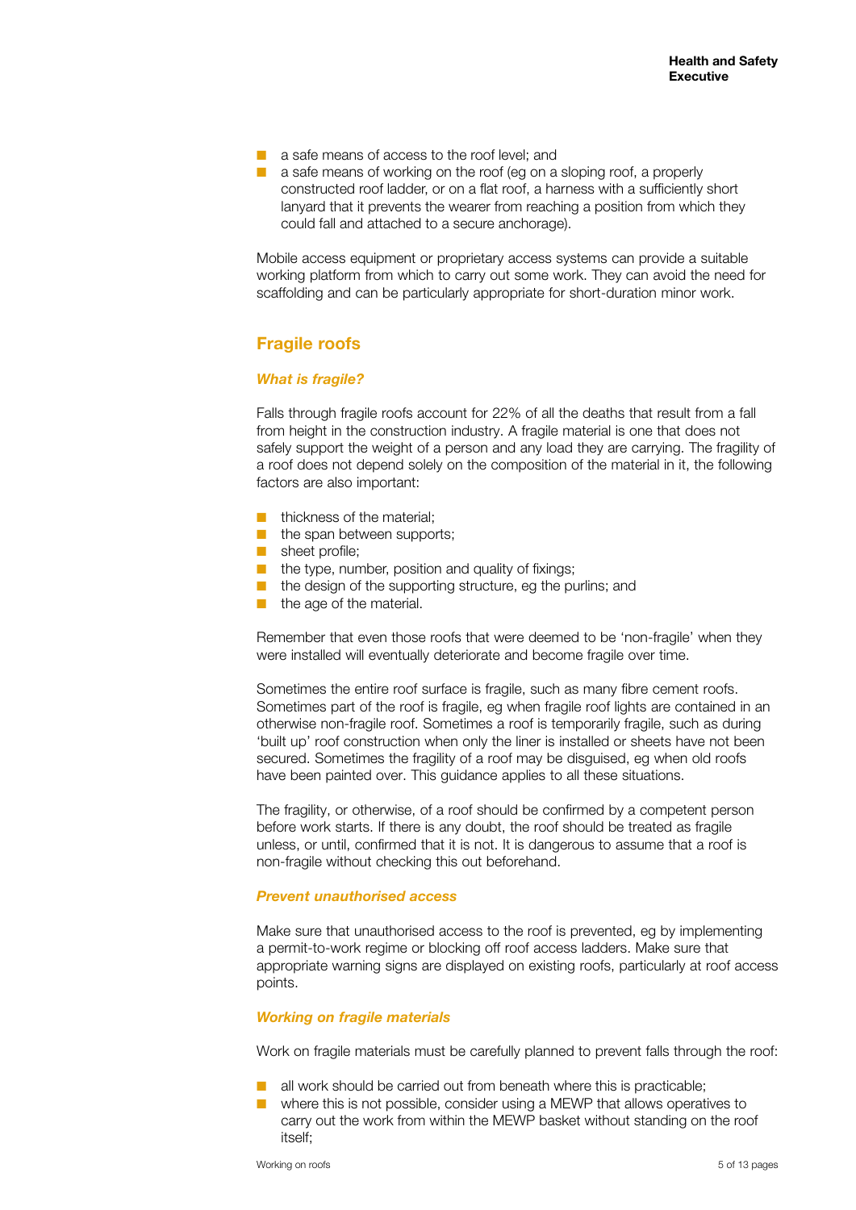- a safe means of access to the roof level; and
- a safe means of working on the roof (eg on a sloping roof, a properly constructed roof ladder, or on a flat roof, a harness with a sufficiently short lanyard that it prevents the wearer from reaching a position from which they could fall and attached to a secure anchorage).

Mobile access equipment or proprietary access systems can provide a suitable working platform from which to carry out some work. They can avoid the need for scaffolding and can be particularly appropriate for short-duration minor work.

## Fragile roofs

### *What is fragile?*

Falls through fragile roofs account for 22% of all the deaths that result from a fall from height in the construction industry. A fragile material is one that does not safely support the weight of a person and any load they are carrying. The fragility of a roof does not depend solely on the composition of the material in it, the following factors are also important:

- thickness of the material;
- the span between supports;
- sheet profile;
- the type, number, position and quality of fixings;
- the design of the supporting structure, eg the purlins; and
- the age of the material.

Remember that even those roofs that were deemed to be 'non-fragile' when they were installed will eventually deteriorate and become fragile over time.

Sometimes the entire roof surface is fragile, such as many fibre cement roofs. Sometimes part of the roof is fragile, eg when fragile roof lights are contained in an otherwise non-fragile roof. Sometimes a roof is temporarily fragile, such as during 'built up' roof construction when only the liner is installed or sheets have not been secured. Sometimes the fragility of a roof may be disguised, eg when old roofs have been painted over. This guidance applies to all these situations.

The fragility, or otherwise, of a roof should be confirmed by a competent person before work starts. If there is any doubt, the roof should be treated as fragile unless, or until, confirmed that it is not. It is dangerous to assume that a roof is non-fragile without checking this out beforehand.

### *Prevent unauthorised access*

Make sure that unauthorised access to the roof is prevented, eg by implementing a permit-to-work regime or blocking off roof access ladders. Make sure that appropriate warning signs are displayed on existing roofs, particularly at roof access points.

### *Working on fragile materials*

Work on fragile materials must be carefully planned to prevent falls through the roof:

- all work should be carried out from beneath where this is practicable;
- where this is not possible, consider using a MEWP that allows operatives to carry out the work from within the MEWP basket without standing on the roof itself;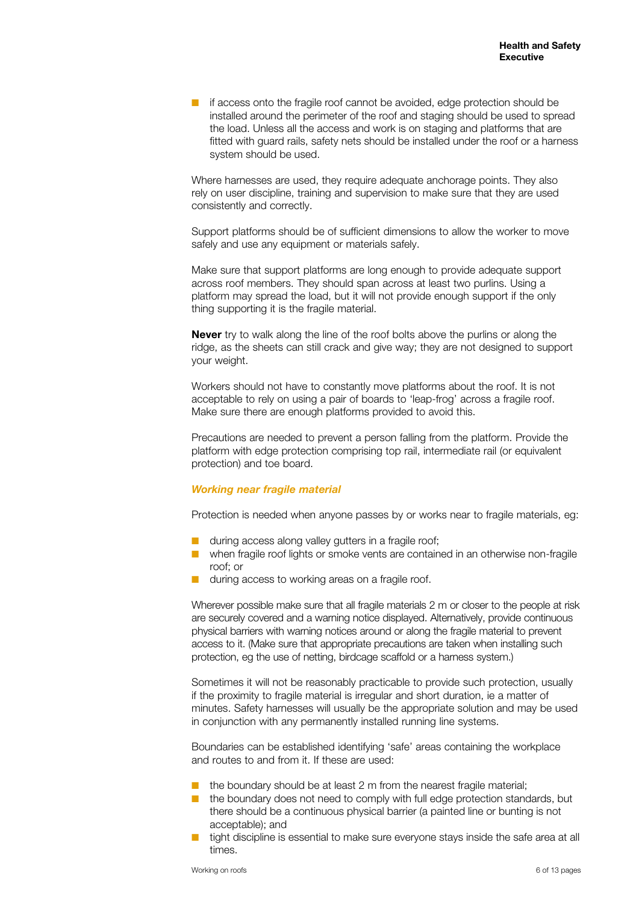- if access onto the fragile roof cannot be avoided, edge protection should be installed around the perimeter of the roof and staging should be used to spread the load. Unless all the access and work is on staging and platforms that are fitted with guard rails, safety nets should be installed under the roof or a harness system should be used.

Where harnesses are used, they require adequate anchorage points. They also rely on user discipline, training and supervision to make sure that they are used consistently and correctly.

Support platforms should be of sufficient dimensions to allow the worker to move safely and use any equipment or materials safely.

Make sure that support platforms are long enough to provide adequate support across roof members. They should span across at least two purlins. Using a platform may spread the load, but it will not provide enough support if the only thing supporting it is the fragile material.

**Never** try to walk along the line of the roof bolts above the purlins or along the ridge, as the sheets can still crack and give way; they are not designed to support your weight.

Workers should not have to constantly move platforms about the roof. It is not acceptable to rely on using a pair of boards to 'leap-frog' across a fragile roof. Make sure there are enough platforms provided to avoid this.

Precautions are needed to prevent a person falling from the platform. Provide the platform with edge protection comprising top rail, intermediate rail (or equivalent protection) and toe board.

### *Working near fragile material*

Protection is needed when anyone passes by or works near to fragile materials, eg:

- during access along valley gutters in a fragile roof;
- when fragile roof lights or smoke vents are contained in an otherwise non-fragile roof; or
- during access to working areas on a fragile roof.

Wherever possible make sure that all fragile materials 2 m or closer to the people at risk are securely covered and a warning notice displayed. Alternatively, provide continuous physical barriers with warning notices around or along the fragile material to prevent access to it. (Make sure that appropriate precautions are taken when installing such protection, eg the use of netting, birdcage scaffold or a harness system.)

Sometimes it will not be reasonably practicable to provide such protection, usually if the proximity to fragile material is irregular and short duration, ie a matter of minutes. Safety harnesses will usually be the appropriate solution and may be used in conjunction with any permanently installed running line systems.

Boundaries can be established identifying 'safe' areas containing the workplace and routes to and from it. If these are used:

- the boundary should be at least 2 m from the nearest fragile material;
- the boundary does not need to comply with full edge protection standards, but there should be a continuous physical barrier (a painted line or bunting is not acceptable); and
- tight discipline is essential to make sure everyone stays inside the safe area at all times.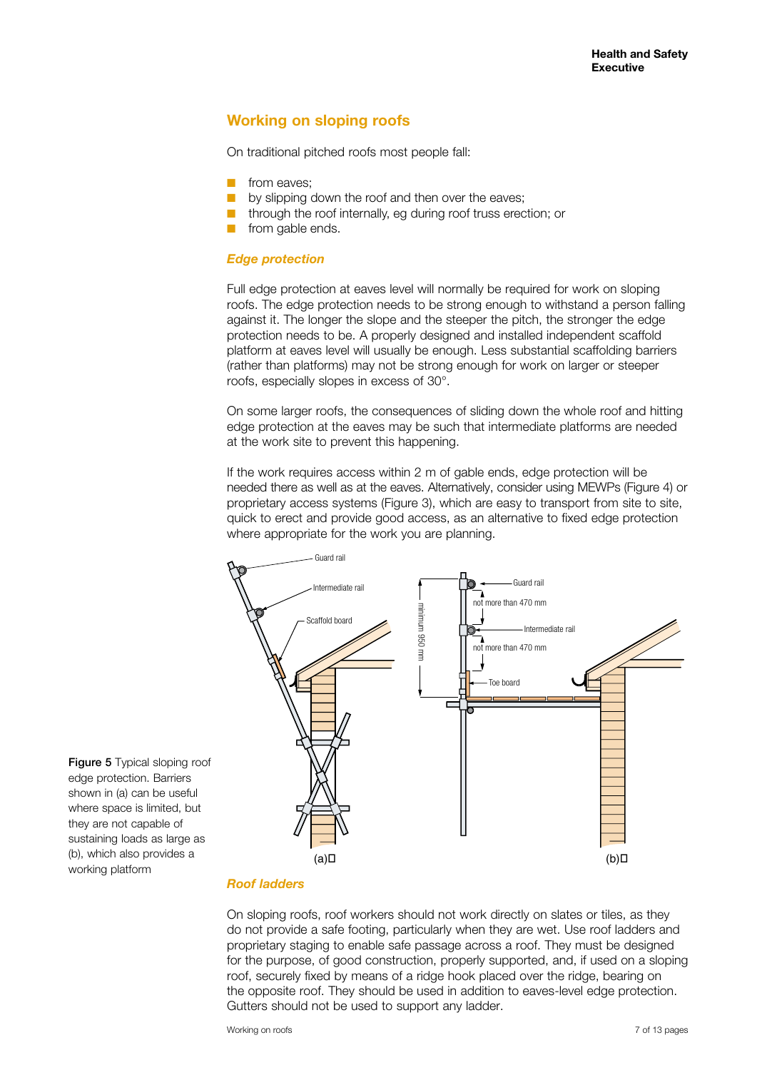## Working on sloping roofs

On traditional pitched roofs most people fall:

- from eaves;
- by slipping down the roof and then over the eaves;
- through the roof internally, eg during roof truss erection; or
- from gable ends.

### *Edge protection*

Full edge protection at eaves level will normally be required for work on sloping roofs. The edge protection needs to be strong enough to withstand a person falling against it. The longer the slope and the steeper the pitch, the stronger the edge protection needs to be. A properly designed and installed independent scaffold platform at eaves level will usually be enough. Less substantial scaffolding barriers (rather than platforms) may not be strong enough for work on larger or steeper roofs, especially slopes in excess of 30°.

On some larger roofs, the consequences of sliding down the whole roof and hitting edge protection at the eaves may be such that intermediate platforms are needed at the work site to prevent this happening.

If the work requires access within 2 m of gable ends, edge protection will be needed there as well as at the eaves. Alternatively, consider using MEWPs (Figure 4) or proprietary access systems (Figure 3), which are easy to transport from site to site, quick to erect and provide good access, as an alternative to fixed edge protection where appropriate for the work you are planning.

**Figure 5** Typical sloping roof edge protection. Barriers shown in (a) can be useful where space is limited, but they are not capable of sustaining loads as large as (b), which also provides a working platform

### *Roof ladders*

On sloping roofs, roof workers should not work directly on slates or tiles, as they do not provide a safe footing, particularly when they are wet. Use roof ladders and proprietary staging to enable safe passage across a roof. They must be designed for the purpose, of good construction, properly supported, and, if used on a sloping roof, securely fixed by means of a ridge hook placed over the ridge, bearing on the opposite roof. They should be used in addition to eaves-level edge protection. Gutters should not be used to support any ladder.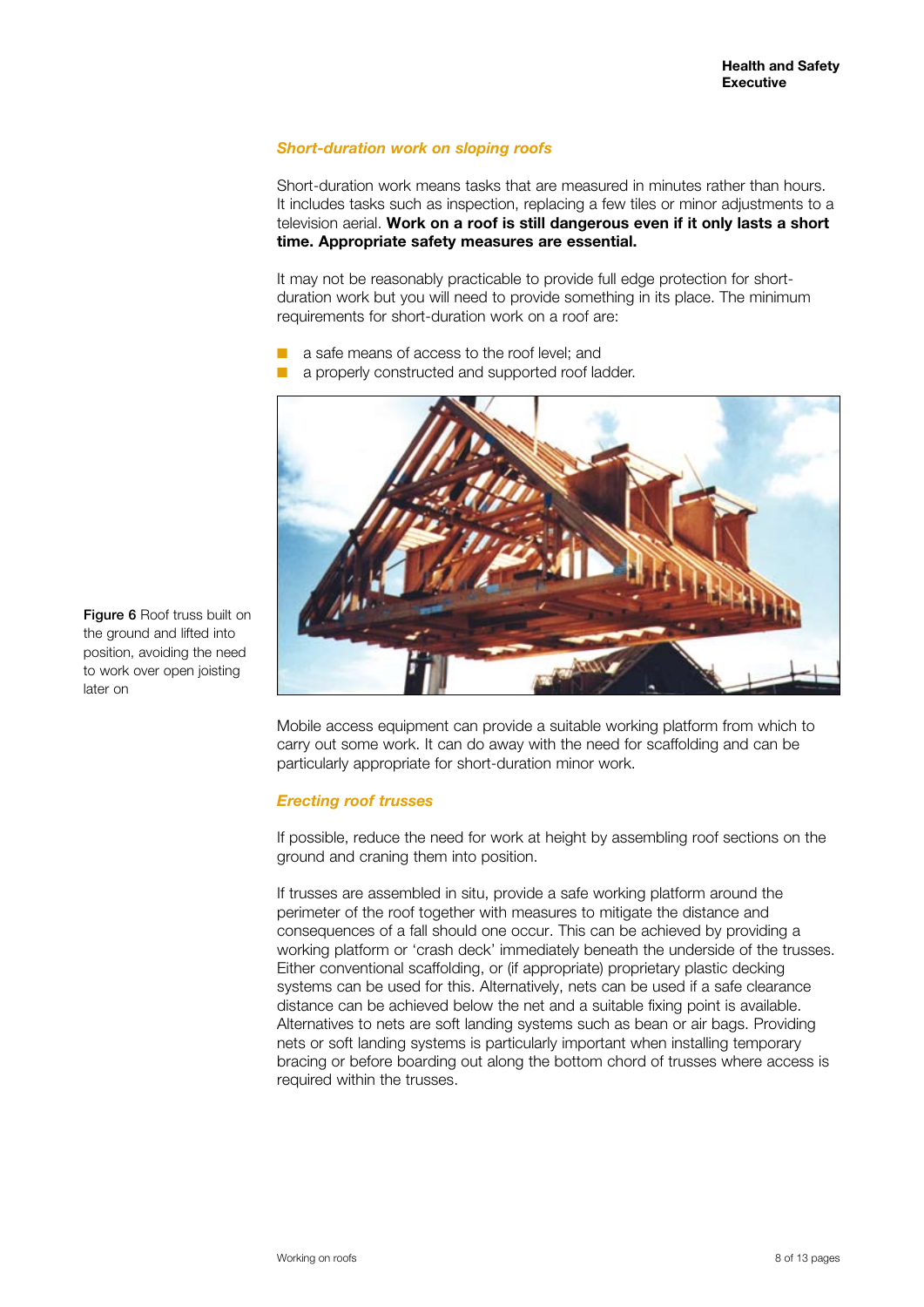### *Short-duration work on sloping roofs*

Short-duration work means tasks that are measured in minutes rather than hours. It includes tasks such as inspection, replacing a few tiles or minor adjustments to a television aerial. **Work on a roof is still dangerous even if it only lasts a short time. Appropriate safety measures are essential.**

It may not be reasonably practicable to provide full edge protection for short-duration work but you will need to provide something in its place. The minimum requirements for short-duration work on a roof are:

- a safe means of access to the roof level; and
- a properly constructed and supported roof ladder.

**Figure 6** Roof truss built on the ground and lifted into position, avoiding the need to work over open joisting later on

Mobile access equipment can provide a suitable working platform from which to carry out some work. It can do away with the need for scaffolding and can be particularly appropriate for short-duration minor work.

### *Erecting roof trusses*

If possible, reduce the need for work at height by assembling roof sections on the ground and craning them into position.

If trusses are assembled in situ, provide a safe working platform around the perimeter of the roof together with measures to mitigate the distance and consequences of a fall should one occur. This can be achieved by providing a working platform or 'crash deck' immediately beneath the underside of the trusses. Either conventional scaffolding, or (if appropriate) proprietary plastic decking systems can be used for this. Alternatively, nets can be used if a safe clearance distance can be achieved below the net and a suitable fixing point is available. Alternatives to nets are soft landing systems such as bean or air bags. Providing nets or soft landing systems is particularly important when installing temporary bracing or before boarding out along the bottom chord of trusses where access is required within the trusses.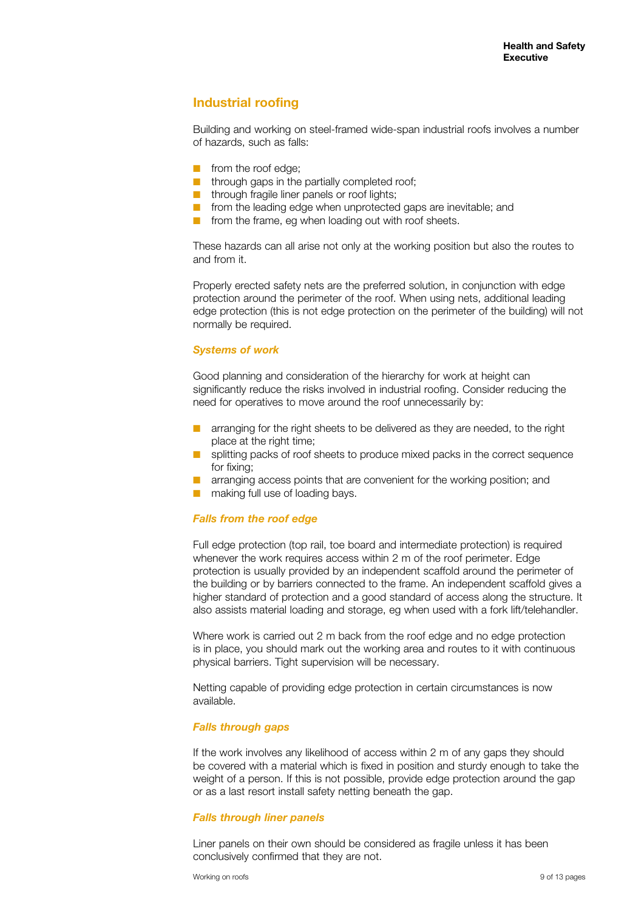## Industrial roofing

Building and working on steel-framed wide-span industrial roofs involves a number of hazards, such as falls:

- from the roof edge;
- through gaps in the partially completed roof;
- through fragile liner panels or roof lights;
- from the leading edge when unprotected gaps are inevitable; and
- from the frame, eg when loading out with roof sheets.

These hazards can all arise not only at the working position but also the routes to and from it.

Properly erected safety nets are the preferred solution, in conjunction with edge protection around the perimeter of the roof. When using nets, additional leading edge protection (this is not edge protection on the perimeter of the building) will not normally be required.

### *Systems of work*

Good planning and consideration of the hierarchy for work at height can significantly reduce the risks involved in industrial roofing. Consider reducing the need for operatives to move around the roof unnecessarily by:

- arranging for the right sheets to be delivered as they are needed, to the right place at the right time;
- splitting packs of roof sheets to produce mixed packs in the correct sequence for fixing;
- arranging access points that are convenient for the working position; and
- making full use of loading bays.

### *Falls from the roof edge*

Full edge protection (top rail, toe board and intermediate protection) is required whenever the work requires access within 2 m of the roof perimeter. Edge protection is usually provided by an independent scaffold around the perimeter of the building or by barriers connected to the frame. An independent scaffold gives a higher standard of protection and a good standard of access along the structure. It also assists material loading and storage, eg when used with a fork lift/telehandler.

Where work is carried out 2 m back from the roof edge and no edge protection is in place, you should mark out the working area and routes to it with continuous physical barriers. Tight supervision will be necessary.

Netting capable of providing edge protection in certain circumstances is now available.

### *Falls through gaps*

If the work involves any likelihood of access within 2 m of any gaps they should be covered with a material which is fixed in position and sturdy enough to take the weight of a person. If this is not possible, provide edge protection around the gap or as a last resort install safety netting beneath the gap.

### *Falls through liner panels*

Liner panels on their own should be considered as fragile unless it has been conclusively confirmed that they are not.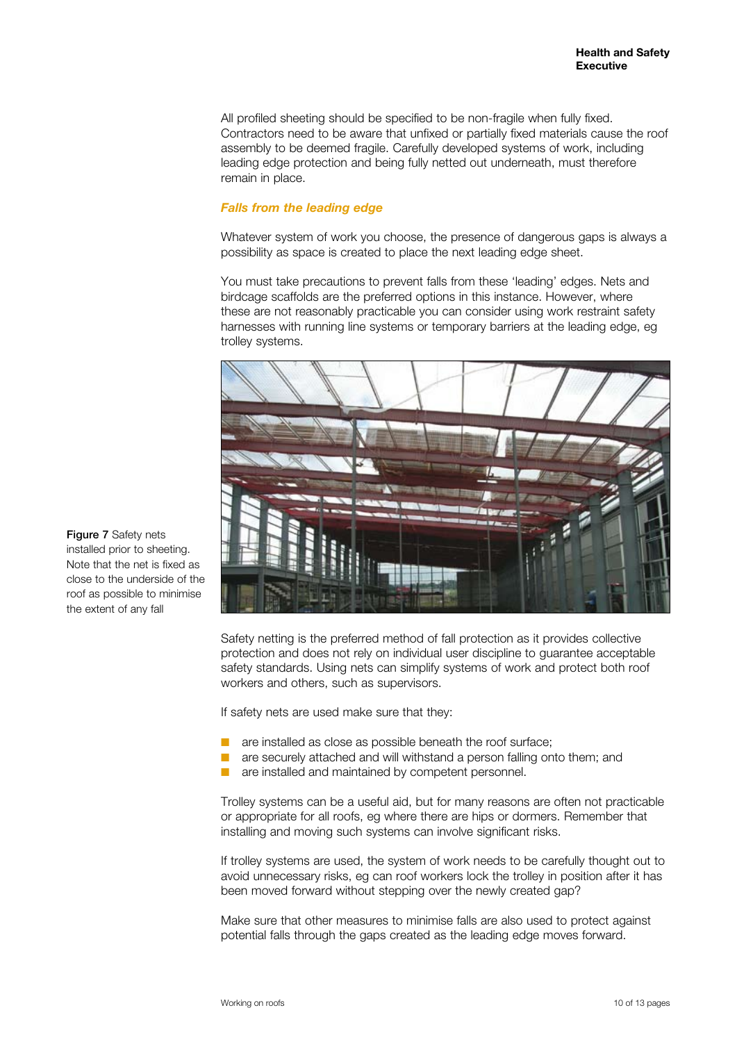All profiled sheeting should be specified to be non-fragile when fully fixed. Contractors need to be aware that unfixed or partially fixed materials cause the roof assembly to be deemed fragile. Carefully developed systems of work, including leading edge protection and being fully netted out underneath, must therefore remain in place.

### *Falls from the leading edge*

Whatever system of work you choose, the presence of dangerous gaps is always a possibility as space is created to place the next leading edge sheet.

You must take precautions to prevent falls from these 'leading' edges. Nets and birdcage scaffolds are the preferred options in this instance. However, where these are not reasonably practicable you can consider using work restraint safety harnesses with running line systems or temporary barriers at the leading edge, eg trolley systems.

**Figure 7** Safety nets installed prior to sheeting. Note that the net is fixed as close to the underside of the roof as possible to minimise the extent of any fall

Safety netting is the preferred method of fall protection as it provides collective protection and does not rely on individual user discipline to guarantee acceptable safety standards. Using nets can simplify systems of work and protect both roof workers and others, such as supervisors.

If safety nets are used make sure that they:

- are installed as close as possible beneath the roof surface;
- are securely attached and will withstand a person falling onto them; and
- are installed and maintained by competent personnel.

Trolley systems can be a useful aid, but for many reasons are often not practicable or appropriate for all roofs, eg where there are hips or dormers. Remember that installing and moving such systems can involve significant risks.

If trolley systems are used, the system of work needs to be carefully thought out to avoid unnecessary risks, eg can roof workers lock the trolley in position after it has been moved forward without stepping over the newly created gap?

Make sure that other measures to minimise falls are also used to protect against potential falls through the gaps created as the leading edge moves forward.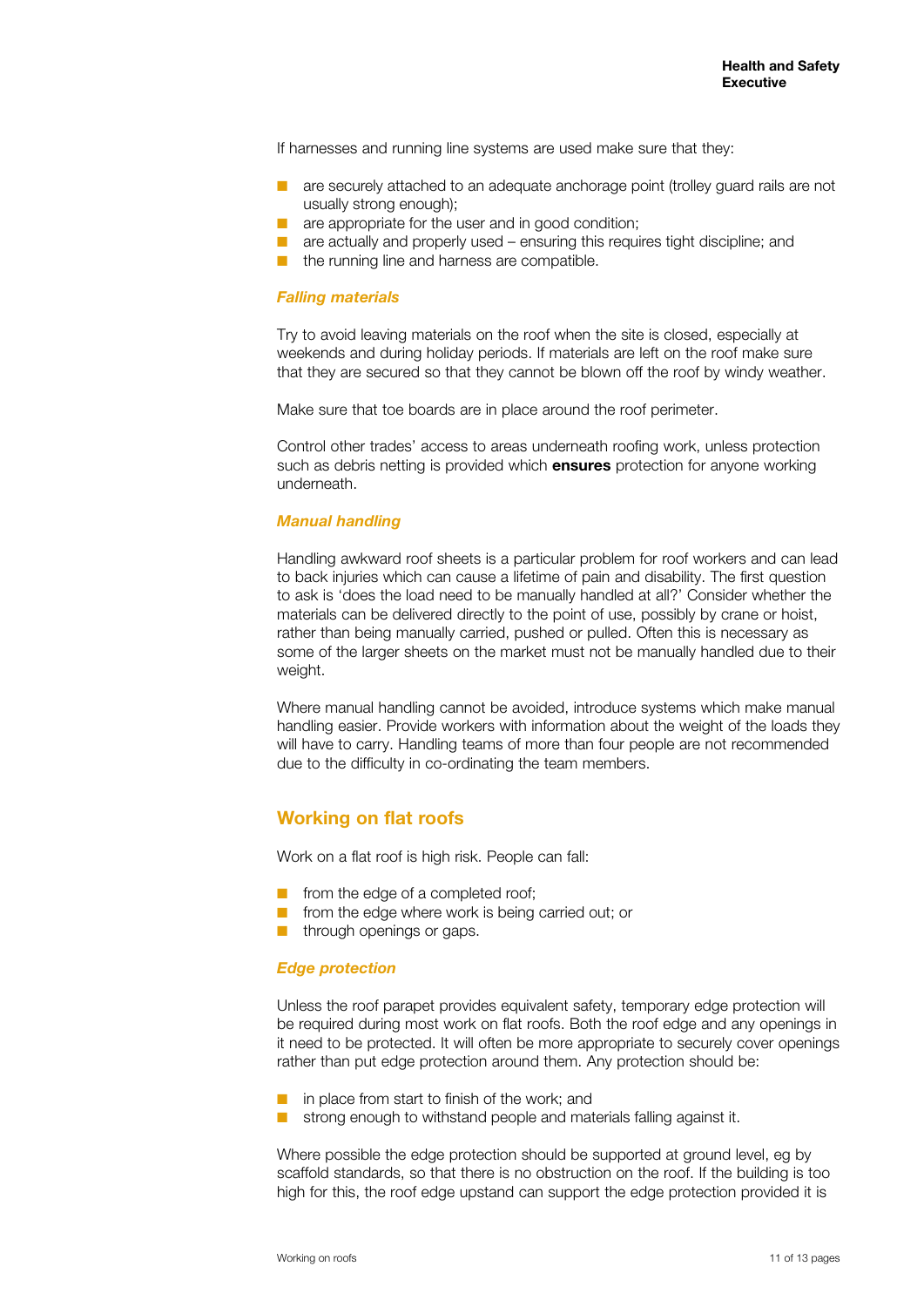If harnesses and running line systems are used make sure that they:

- are securely attached to an adequate anchorage point (trolley guard rails are not usually strong enough);
- are appropriate for the user and in good condition;
- are actually and properly used – ensuring this requires tight discipline; and
- the running line and harness are compatible.

### *Falling materials*

Try to avoid leaving materials on the roof when the site is closed, especially at weekends and during holiday periods. If materials are left on the roof make sure that they are secured so that they cannot be blown off the roof by windy weather.

Make sure that toe boards are in place around the roof perimeter.

Control other trades' access to areas underneath roofing work, unless protection such as debris netting is provided which **ensures** protection for anyone working underneath.

### *Manual handling*

Handling awkward roof sheets is a particular problem for roof workers and can lead to back injuries which can cause a lifetime of pain and disability. The first question to ask is 'does the load need to be manually handled at all?' Consider whether the materials can be delivered directly to the point of use, possibly by crane or hoist, rather than being manually carried, pushed or pulled. Often this is necessary as some of the larger sheets on the market must not be manually handled due to their weight.

Where manual handling cannot be avoided, introduce systems which make manual handling easier. Provide workers with information about the weight of the loads they will have to carry. Handling teams of more than four people are not recommended due to the difficulty in co-ordinating the team members.

## Working on flat roofs

Work on a flat roof is high risk. People can fall:

- from the edge of a completed roof;
- from the edge where work is being carried out; or
- through openings or gaps.

### *Edge protection*

Unless the roof parapet provides equivalent safety, temporary edge protection will be required during most work on flat roofs. Both the roof edge and any openings in it need to be protected. It will often be more appropriate to securely cover openings rather than put edge protection around them. Any protection should be:

- in place from start to finish of the work; and
- strong enough to withstand people and materials falling against it.

Where possible the edge protection should be supported at ground level, eg by scaffold standards, so that there is no obstruction on the roof. If the building is too high for this, the roof edge upstand can support the edge protection provided it is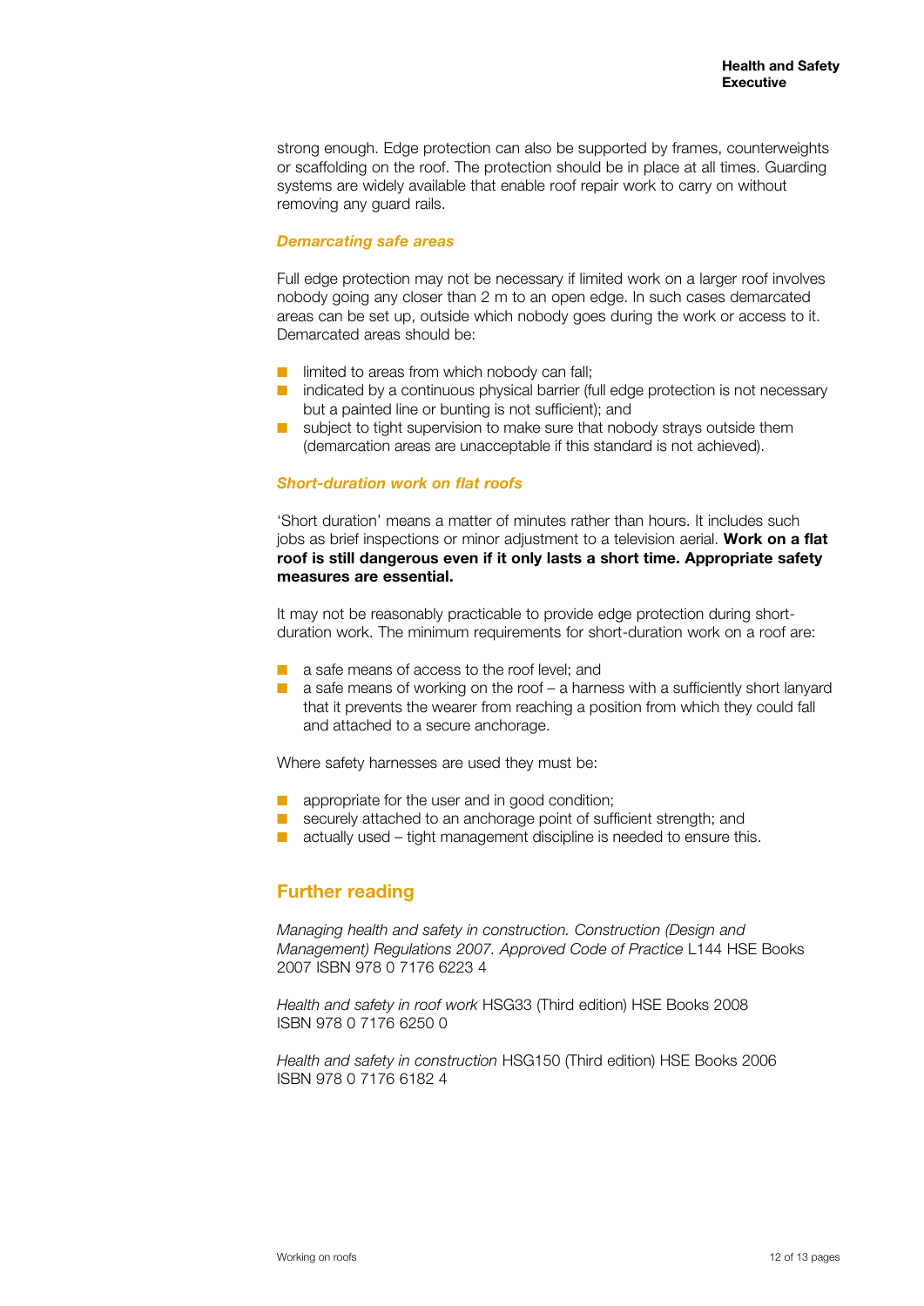strong enough. Edge protection can also be supported by frames, counterweights or scaffolding on the roof. The protection should be in place at all times. Guarding systems are widely available that enable roof repair work to carry on without removing any guard rails.

### *Demarcating safe areas*

Full edge protection may not be necessary if limited work on a larger roof involves nobody going any closer than 2 m to an open edge. In such cases demarcated areas can be set up, outside which nobody goes during the work or access to it. Demarcated areas should be:

- limited to areas from which nobody can fall;
- indicated by a continuous physical barrier (full edge protection is not necessary but a painted line or bunting is not sufficient); and
- subject to tight supervision to make sure that nobody strays outside them (demarcation areas are unacceptable if this standard is not achieved).

### *Short-duration work on flat roofs*

'Short duration' means a matter of minutes rather than hours. It includes such jobs as brief inspections or minor adjustment to a television aerial. **Work on a flat roof is still dangerous even if it only lasts a short time. Appropriate safety measures are essential.**

It may not be reasonably practicable to provide edge protection during short-duration work. The minimum requirements for short-duration work on a roof are:

- a safe means of access to the roof level; and
- a safe means of working on the roof – a harness with a sufficiently short lanyard that it prevents the wearer from reaching a position from which they could fall and attached to a secure anchorage.

Where safety harnesses are used they must be:

- appropriate for the user and in good condition;
- securely attached to an anchorage point of sufficient strength; and
- actually used – tight management discipline is needed to ensure this.

## Further reading

*Managing health and safety in construction. Construction (Design and Management) Regulations 2007. Approved Code of Practice* L144 HSE Books 2007 ISBN 978 0 7176 6223 4

*Health and safety in roof work* HSG33 (Third edition) HSE Books 2008 ISBN 978 0 7176 6250 0

*Health and safety in construction* HSG150 (Third edition) HSE Books 2006 ISBN 978 0 7176 6182 4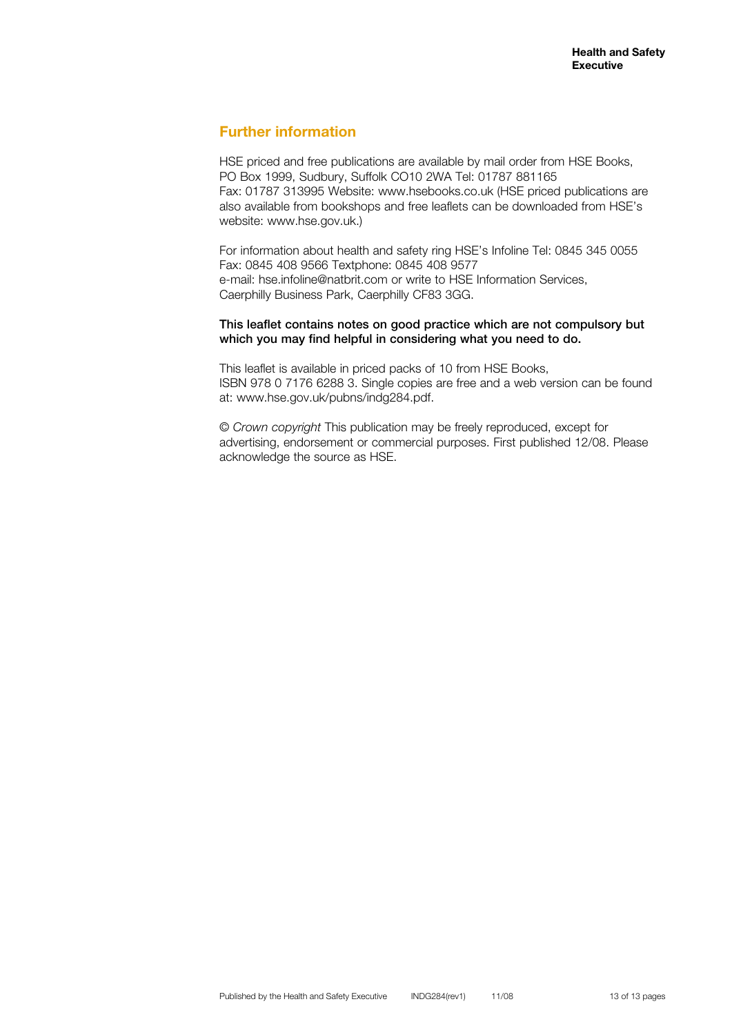## Further information

HSE priced and free publications are available by mail order from HSE Books, PO Box 1999, Sudbury, Suffolk CO10 2WA Tel: 01787 881165 Fax: 01787 313995 Website: www.hsebooks.co.uk (HSE priced publications are also available from bookshops and free leaflets can be downloaded from HSE's website: www.hse.gov.uk.)

For information about health and safety ring HSE's Infoline Tel: 0845 345 0055 Fax: 0845 408 9566 Textphone: 0845 408 9577 e-mail: hse.infoline@natbrit.com or write to HSE Information Services, Caerphilly Business Park, Caerphilly CF83 3GG.

**This leaflet contains notes on good practice which are not compulsory but which you may find helpful in considering what you need to do.**

This leaflet is available in priced packs of 10 from HSE Books, ISBN 978 0 7176 6288 3. Single copies are free and a web version can be found at: www.hse.gov.uk/pubns/indg284.pdf.

© *Crown copyright* This publication may be freely reproduced, except for advertising, endorsement or commercial purposes. First published 12/08. Please acknowledge the source as HSE.

Published by the Health and Safety Executive INDG284(rev1) 11/08